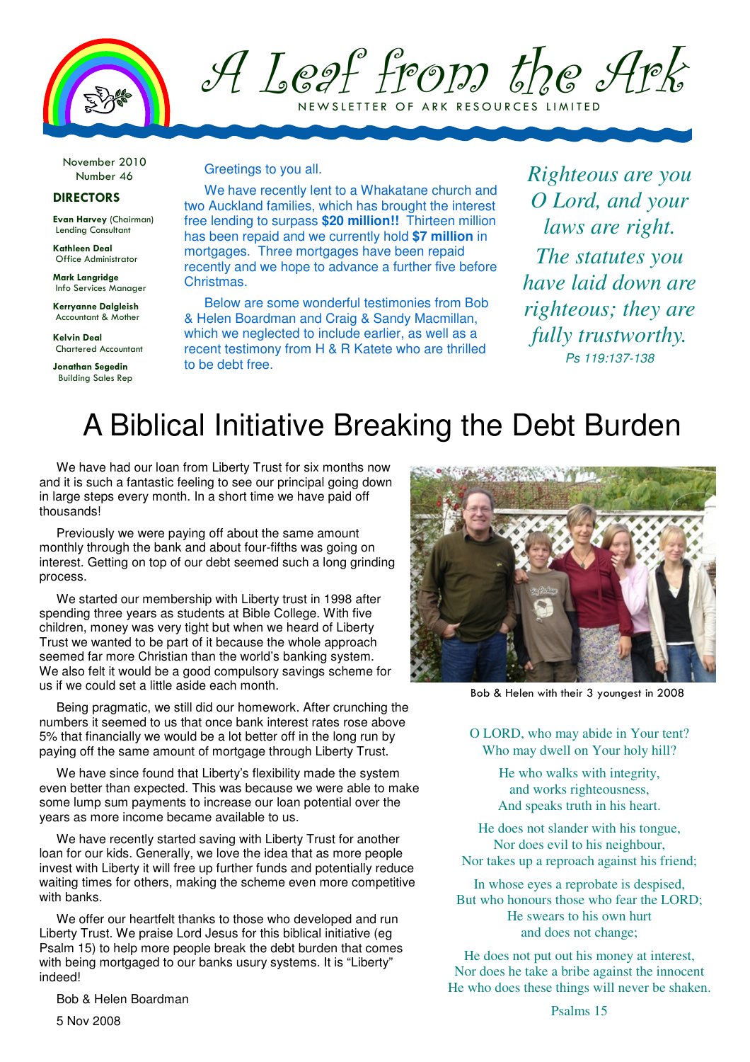# A Leaf from the Ark

NEWSLETTER OF ARK RESOURCES LIMITED

November 2010
Number 46

**DIRECTORS**

**Evan Harvey** (Chairman)
Lending Consultant

**Kathleen Deal**
Office Administrator

**Mark Langridge**
Info Services Manager

**Kerryanne Dalgleish**
Accountant & Mother

**Kelvin Deal**
Chartered Accountant

**Jonathan Segedin**
Building Sales Rep

Greetings to you all.

We have recently lent to a Whakatane church and two Auckland families, which has brought the interest free lending to surpass **$20 million!!** Thirteen million has been repaid and we currently hold **$7 million** in mortgages. Three mortgages have been repaid recently and we hope to advance a further five before Christmas.

Below are some wonderful testimonies from Bob & Helen Boardman and Craig & Sandy Macmillan, which we neglected to include earlier, as well as a recent testimony from H & R Katete who are thrilled to be debt free.

*Righteous are you O Lord, and your laws are right. The statutes you have laid down are righteous; they are fully trustworthy.*
*Ps 119:137-138*

# A Biblical Initiative Breaking the Debt Burden

We have had our loan from Liberty Trust for six months now and it is such a fantastic feeling to see our principal going down in large steps every month. In a short time we have paid off thousands!

Previously we were paying off about the same amount monthly through the bank and about four-fifths was going on interest. Getting on top of our debt seemed such a long grinding process.

We started our membership with Liberty trust in 1998 after spending three years as students at Bible College. With five children, money was very tight but when we heard of Liberty Trust we wanted to be part of it because the whole approach seemed far more Christian than the world's banking system. We also felt it would be a good compulsory savings scheme for us if we could set a little aside each month.

Being pragmatic, we still did our homework. After crunching the numbers it seemed to us that once bank interest rates rose above 5% that financially we would be a lot better off in the long run by paying off the same amount of mortgage through Liberty Trust.

We have since found that Liberty's flexibility made the system even better than expected. This was because we were able to make some lump sum payments to increase our loan potential over the years as more income became available to us.

We have recently started saving with Liberty Trust for another loan for our kids. Generally, we love the idea that as more people invest with Liberty it will free up further funds and potentially reduce waiting times for others, making the scheme even more competitive with banks.

We offer our heartfelt thanks to those who developed and run Liberty Trust. We praise Lord Jesus for this biblical initiative (eg Psalm 15) to help more people break the debt burden that comes with being mortgaged to our banks usury systems. It is "Liberty" indeed!

Bob & Helen Boardman

5 Nov 2008

Bob & Helen with their 3 youngest in 2008

O LORD, who may abide in Your tent?
Who may dwell on Your holy hill?

He who walks with integrity,
and works righteousness,
And speaks truth in his heart.

He does not slander with his tongue,
Nor does evil to his neighbour,
Nor takes up a reproach against his friend;

In whose eyes a reprobate is despised,
But who honours those who fear the LORD;
He swears to his own hurt
and does not change;

He does not put out his money at interest,
Nor does he take a bribe against the innocent
He who does these things will never be shaken.

Psalms 15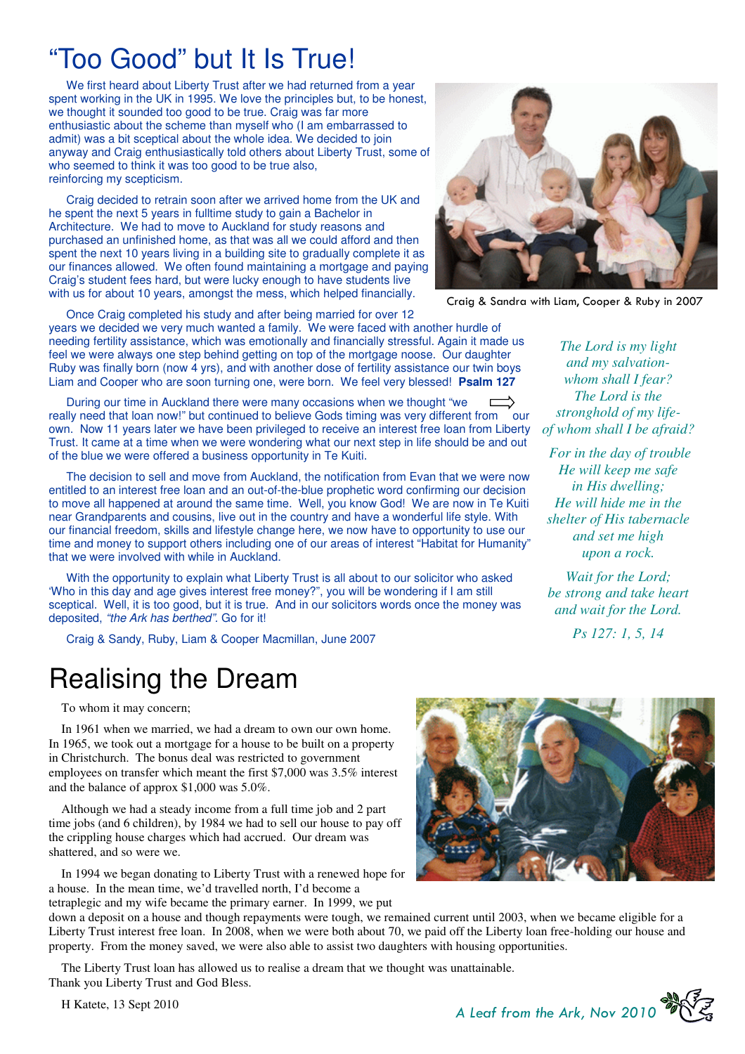# "Too Good" but It Is True!

We first heard about Liberty Trust after we had returned from a year spent working in the UK in 1995. We love the principles but, to be honest, we thought it sounded too good to be true. Craig was far more enthusiastic about the scheme than myself who (I am embarrassed to admit) was a bit sceptical about the whole idea. We decided to join anyway and Craig enthusiastically told others about Liberty Trust, some of who seemed to think it was too good to be true also, reinforcing my scepticism.

Craig decided to retrain soon after we arrived home from the UK and he spent the next 5 years in fulltime study to gain a Bachelor in Architecture. We had to move to Auckland for study reasons and purchased an unfinished home, as that was all we could afford and then spent the next 10 years living in a building site to gradually complete it as our finances allowed. We often found maintaining a mortgage and paying Craig's student fees hard, but were lucky enough to have students live with us for about 10 years, amongst the mess, which helped financially.

Craig & Sandra with Liam, Cooper & Ruby in 2007

Once Craig completed his study and after being married for over 12 years we decided we very much wanted a family. We were faced with another hurdle of needing fertility assistance, which was emotionally and financially stressful. Again it made us feel we were always one step behind getting on top of the mortgage noose. Our daughter Ruby was finally born (now 4 yrs), and with another dose of fertility assistance our twin boys Liam and Cooper who are soon turning one, were born. We feel very blessed! **Psalm 127**

During our time in Auckland there were many occasions when we thought "we really need that loan now!" but continued to believe Gods timing was very different from our own. Now 11 years later we have been privileged to receive an interest free loan from Liberty Trust. It came at a time when we were wondering what our next step in life should be and out of the blue we were offered a business opportunity in Te Kuiti.

The decision to sell and move from Auckland, the notification from Evan that we were now entitled to an interest free loan and an out-of-the-blue prophetic word confirming our decision to move all happened at around the same time. Well, you know God! We are now in Te Kuiti near Grandparents and cousins, live out in the country and have a wonderful life style. With our financial freedom, skills and lifestyle change here, we now have to opportunity to use our time and money to support others including one of our areas of interest "Habitat for Humanity" that we were involved with while in Auckland.

With the opportunity to explain what Liberty Trust is all about to our solicitor who asked 'Who in this day and age gives interest free money?", you will be wondering if I am still sceptical. Well, it is too good, but it is true. And in our solicitors words once the money was deposited, *"the Ark has berthed"*. Go for it!

Craig & Sandy, Ruby, Liam & Cooper Macmillan, June 2007

*The Lord is my light*
*and my salvation-*
*whom shall I fear?*
*The Lord is the*
*stronghold of my life-*
*of whom shall I be afraid?*

*For in the day of trouble*
*He will keep me safe*
*in His dwelling;*
*He will hide me in the*
*shelter of His tabernacle*
*and set me high*
*upon a rock.*

*Wait for the Lord;*
*be strong and take heart*
*and wait for the Lord.*

*Ps 127: 1, 5, 14*

# Realising the Dream

To whom it may concern;

In 1961 when we married, we had a dream to own our own home. In 1965, we took out a mortgage for a house to be built on a property in Christchurch. The bonus deal was restricted to government employees on transfer which meant the first $7,000 was 3.5% interest and the balance of approx $1,000 was 5.0%.

Although we had a steady income from a full time job and 2 part time jobs (and 6 children), by 1984 we had to sell our house to pay off the crippling house charges which had accrued. Our dream was shattered, and so were we.

In 1994 we began donating to Liberty Trust with a renewed hope for a house. In the mean time, we'd travelled north, I'd become a tetraplegic and my wife became the primary earner. In 1999, we put down a deposit on a house and though repayments were tough, we remained current until 2003, when we became eligible for a Liberty Trust interest free loan. In 2008, when we were both about 70, we paid off the Liberty loan free-holding our house and property. From the money saved, we were also able to assist two daughters with housing opportunities.

The Liberty Trust loan has allowed us to realise a dream that we thought was unattainable. Thank you Liberty Trust and God Bless.

H Katete, 13 Sept 2010